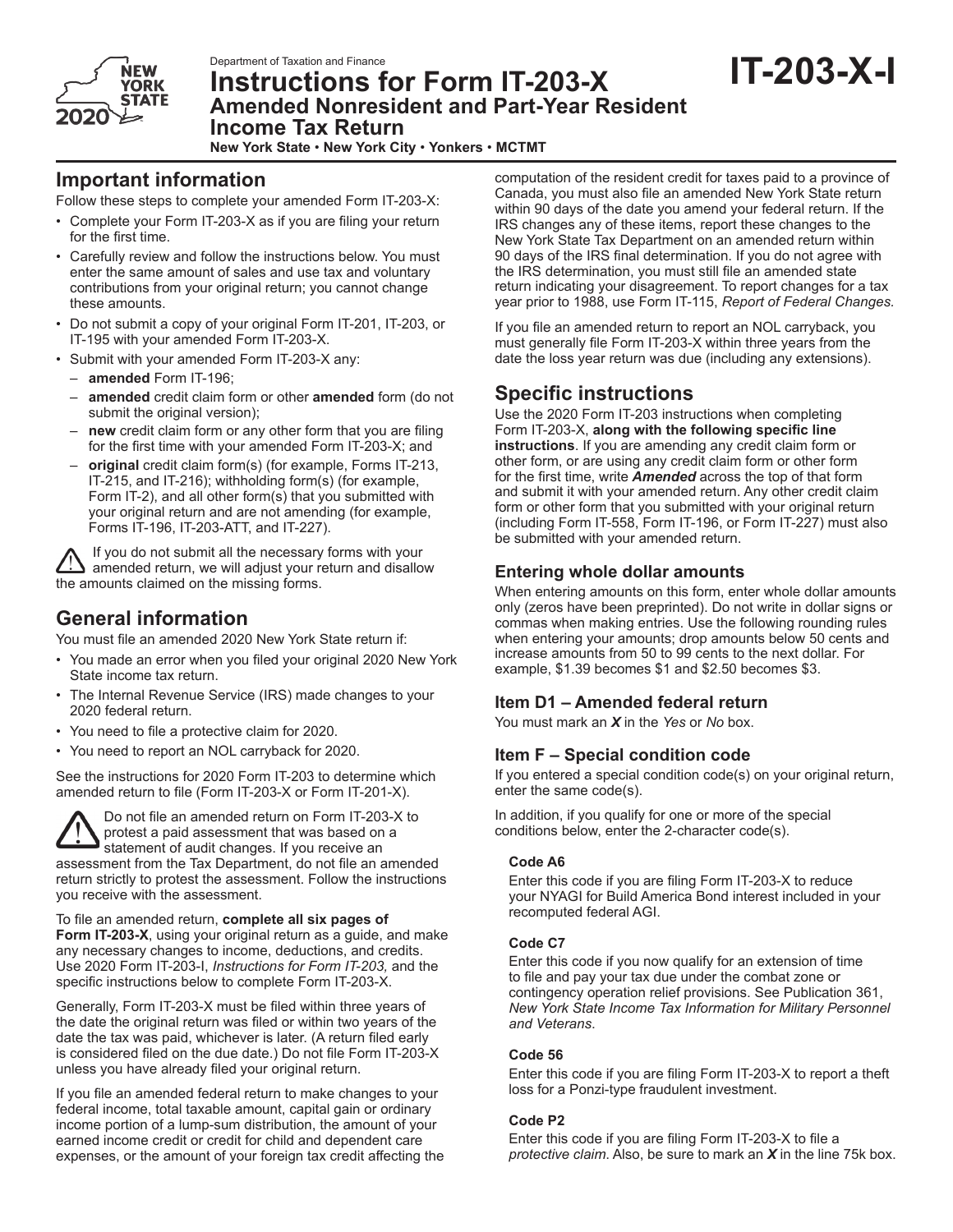Department of Taxation and Finance

# Instructions for Form IT-203-X

## Amended Nonresident and Part-Year Resident Income Tax Return

**New York State • New York City • Yonkers • MCTMT**

**IT-203-X-I**

## Important information

Follow these steps to complete your amended Form IT-203-X:

- Complete your Form IT-203-X as if you are filing your return for the first time.
- Carefully review and follow the instructions below. You must enter the same amount of sales and use tax and voluntary contributions from your original return; you cannot change these amounts.
- Do not submit a copy of your original Form IT-201, IT-203, or IT-195 with your amended Form IT-203-X.
- Submit with your amended Form IT-203-X any:
  - **amended** Form IT-196;
  - **amended** credit claim form or other **amended** form (do not submit the original version);
  - **new** credit claim form or any other form that you are filing for the first time with your amended Form IT-203-X; and
  - **original** credit claim form(s) (for example, Forms IT-213, IT-215, and IT-216); withholding form(s) (for example, Form IT-2), and all other form(s) that you submitted with your original return and are not amending (for example, Forms IT-196, IT-203-ATT, and IT-227).

⚠ If you do not submit all the necessary forms with your amended return, we will adjust your return and disallow the amounts claimed on the missing forms.

## General information

You must file an amended 2020 New York State return if:

- You made an error when you filed your original 2020 New York State income tax return.
- The Internal Revenue Service (IRS) made changes to your 2020 federal return.
- You need to file a protective claim for 2020.
- You need to report an NOL carryback for 2020.

See the instructions for 2020 Form IT-203 to determine which amended return to file (Form IT-203-X or Form IT-201-X).

⚠ Do not file an amended return on Form IT-203-X to protest a paid assessment that was based on a statement of audit changes. If you receive an assessment from the Tax Department, do not file an amended return strictly to protest the assessment. Follow the instructions you receive with the assessment.

To file an amended return, **complete all six pages of Form IT-203-X**, using your original return as a guide, and make any necessary changes to income, deductions, and credits. Use 2020 Form IT-203-I, *Instructions for Form IT-203,* and the specific instructions below to complete Form IT-203-X.

Generally, Form IT-203-X must be filed within three years of the date the original return was filed or within two years of the date the tax was paid, whichever is later. (A return filed early is considered filed on the due date.) Do not file Form IT-203-X unless you have already filed your original return.

If you file an amended federal return to make changes to your federal income, total taxable amount, capital gain or ordinary income portion of a lump-sum distribution, the amount of your earned income credit or credit for child and dependent care expenses, or the amount of your foreign tax credit affecting the computation of the resident credit for taxes paid to a province of Canada, you must also file an amended New York State return within 90 days of the date you amend your federal return. If the IRS changes any of these items, report these changes to the New York State Tax Department on an amended return within 90 days of the IRS final determination. If you do not agree with the IRS determination, you must still file an amended state return indicating your disagreement. To report changes for a tax year prior to 1988, use Form IT-115, *Report of Federal Changes.*

If you file an amended return to report an NOL carryback, you must generally file Form IT-203-X within three years from the date the loss year return was due (including any extensions).

## Specific instructions

Use the 2020 Form IT-203 instructions when completing Form IT-203-X, **along with the following specific line instructions**. If you are amending any credit claim form or other form, or are using any credit claim form or other form for the first time, write ***Amended*** across the top of that form and submit it with your amended return. Any other credit claim form or other form that you submitted with your original return (including Form IT-558, Form IT-196, or Form IT-227) must also be submitted with your amended return.

### Entering whole dollar amounts

When entering amounts on this form, enter whole dollar amounts only (zeros have been preprinted). Do not write in dollar signs or commas when making entries. Use the following rounding rules when entering your amounts; drop amounts below 50 cents and increase amounts from 50 to 99 cents to the next dollar. For example, $1.39 becomes $1 and $2.50 becomes $3.

### Item D1 – Amended federal return

You must mark an ***X*** in the *Yes* or *No* box.

### Item F – Special condition code

If you entered a special condition code(s) on your original return, enter the same code(s).

In addition, if you qualify for one or more of the special conditions below, enter the 2-character code(s).

#### Code A6

Enter this code if you are filing Form IT-203-X to reduce your NYAGI for Build America Bond interest included in your recomputed federal AGI.

#### Code C7

Enter this code if you now qualify for an extension of time to file and pay your tax due under the combat zone or contingency operation relief provisions. See Publication 361, *New York State Income Tax Information for Military Personnel and Veterans*.

#### Code 56

Enter this code if you are filing Form IT-203-X to report a theft loss for a Ponzi-type fraudulent investment.

#### Code P2

Enter this code if you are filing Form IT-203-X to file a *protective claim.* Also, be sure to mark an ***X*** in the line 75k box.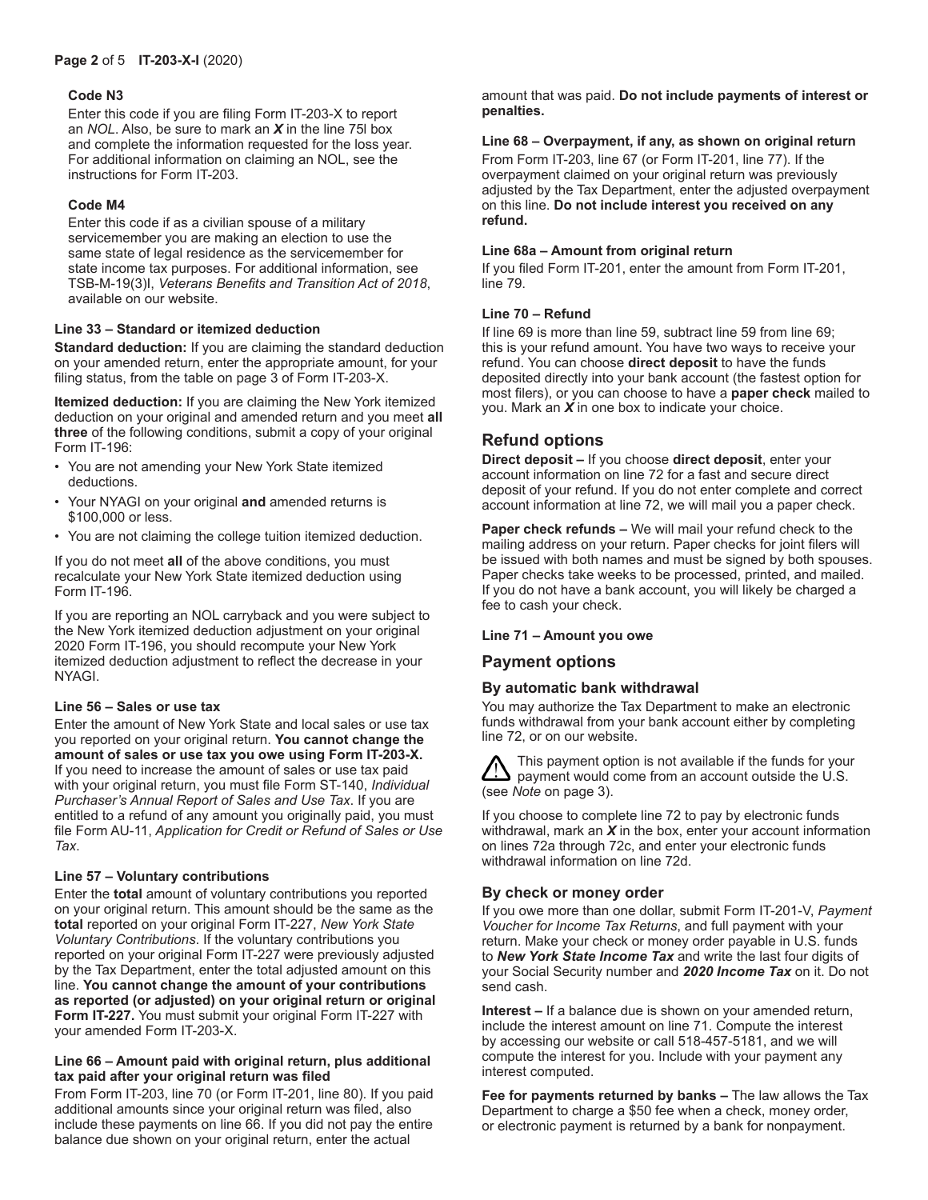#### Code N3

Enter this code if you are filing Form IT-203-X to report an *NOL*. Also, be sure to mark an ***X*** in the line 75l box and complete the information requested for the loss year. For additional information on claiming an NOL, see the instructions for Form IT-203.

#### Code M4

Enter this code if as a civilian spouse of a military servicemember you are making an election to use the same state of legal residence as the servicemember for state income tax purposes. For additional information, see TSB-M-19(3)I, *Veterans Benefits and Transition Act of 2018*, available on our website.

#### Line 33 – Standard or itemized deduction

**Standard deduction:** If you are claiming the standard deduction on your amended return, enter the appropriate amount, for your filing status, from the table on page 3 of Form IT-203-X.

**Itemized deduction:** If you are claiming the New York itemized deduction on your original and amended return and you meet **all three** of the following conditions, submit a copy of your original Form IT-196:

- You are not amending your New York State itemized deductions.
- Your NYAGI on your original **and** amended returns is $100,000 or less.
- You are not claiming the college tuition itemized deduction.

If you do not meet **all** of the above conditions, you must recalculate your New York State itemized deduction using Form IT-196.

If you are reporting an NOL carryback and you were subject to the New York itemized deduction adjustment on your original 2020 Form IT-196, you should recompute your New York itemized deduction adjustment to reflect the decrease in your NYAGI.

#### Line 56 – Sales or use tax

Enter the amount of New York State and local sales or use tax you reported on your original return. **You cannot change the amount of sales or use tax you owe using Form IT-203-X.** If you need to increase the amount of sales or use tax paid with your original return, you must file Form ST-140, *Individual Purchaser's Annual Report of Sales and Use Tax*. If you are entitled to a refund of any amount you originally paid, you must file Form AU-11, *Application for Credit or Refund of Sales or Use Tax*.

#### Line 57 – Voluntary contributions

Enter the **total** amount of voluntary contributions you reported on your original return. This amount should be the same as the **total** reported on your original Form IT-227, *New York State Voluntary Contributions*. If the voluntary contributions you reported on your original Form IT-227 were previously adjusted by the Tax Department, enter the total adjusted amount on this line. **You cannot change the amount of your contributions as reported (or adjusted) on your original return or original Form IT-227.** You must submit your original Form IT-227 with your amended Form IT-203-X.

#### Line 66 – Amount paid with original return, plus additional tax paid after your original return was filed

From Form IT-203, line 70 (or Form IT-201, line 80). If you paid additional amounts since your original return was filed, also include these payments on line 66. If you did not pay the entire balance due shown on your original return, enter the actual amount that was paid. **Do not include payments of interest or penalties.**

#### Line 68 – Overpayment, if any, as shown on original return

From Form IT-203, line 67 (or Form IT-201, line 77). If the overpayment claimed on your original return was previously adjusted by the Tax Department, enter the adjusted overpayment on this line. **Do not include interest you received on any refund.**

#### Line 68a – Amount from original return

If you filed Form IT-201, enter the amount from Form IT-201, line 79.

#### Line 70 – Refund

If line 69 is more than line 59, subtract line 59 from line 69; this is your refund amount. You have two ways to receive your refund. You can choose **direct deposit** to have the funds deposited directly into your bank account (the fastest option for most filers), or you can choose to have a **paper check** mailed to you. Mark an ***X*** in one box to indicate your choice.

## Refund options

**Direct deposit –** If you choose **direct deposit**, enter your account information on line 72 for a fast and secure direct deposit of your refund. If you do not enter complete and correct account information at line 72, we will mail you a paper check.

**Paper check refunds –** We will mail your refund check to the mailing address on your return. Paper checks for joint filers will be issued with both names and must be signed by both spouses. Paper checks take weeks to be processed, printed, and mailed. If you do not have a bank account, you will likely be charged a fee to cash your check.

#### Line 71 – Amount you owe

## Payment options

### By automatic bank withdrawal

You may authorize the Tax Department to make an electronic funds withdrawal from your bank account either by completing line 72, or on our website.

⚠ This payment option is not available if the funds for your payment would come from an account outside the U.S. (see *Note* on page 3).

If you choose to complete line 72 to pay by electronic funds withdrawal, mark an ***X*** in the box, enter your account information on lines 72a through 72c, and enter your electronic funds withdrawal information on line 72d.

### By check or money order

If you owe more than one dollar, submit Form IT-201-V, *Payment Voucher for Income Tax Returns*, and full payment with your return. Make your check or money order payable in U.S. funds to ***New York State Income Tax*** and write the last four digits of your Social Security number and ***2020 Income Tax*** on it. Do not send cash.

**Interest –** If a balance due is shown on your amended return, include the interest amount on line 71. Compute the interest by accessing our website or call 518-457-5181, and we will compute the interest for you. Include with your payment any interest computed.

**Fee for payments returned by banks –** The law allows the Tax Department to charge a $50 fee when a check, money order, or electronic payment is returned by a bank for nonpayment.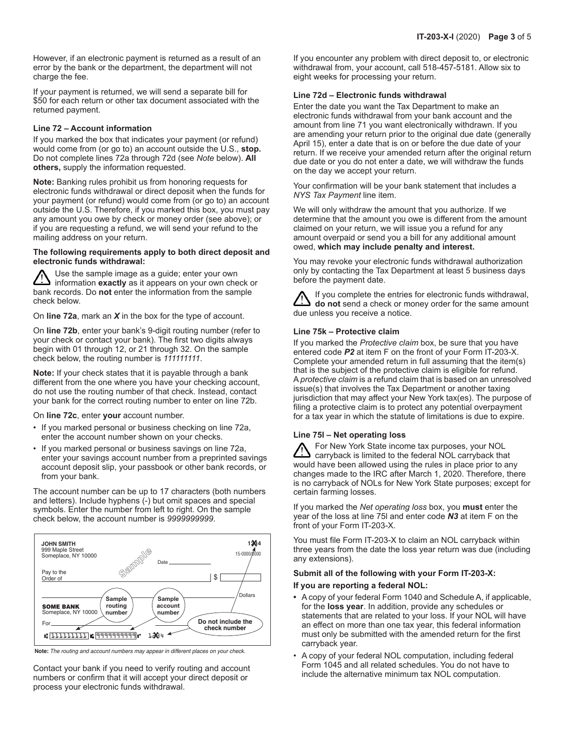However, if an electronic payment is returned as a result of an error by the bank or the department, the department will not charge the fee.

If your payment is returned, we will send a separate bill for $50 for each return or other tax document associated with the returned payment.

#### Line 72 – Account information

If you marked the box that indicates your payment (or refund) would come from (or go to) an account outside the U.S., **stop.** Do not complete lines 72a through 72d (see *Note* below). **All others,** supply the information requested.

**Note:** Banking rules prohibit us from honoring requests for electronic funds withdrawal or direct deposit when the funds for your payment (or refund) would come from (or go to) an account outside the U.S. Therefore, if you marked this box, you must pay any amount you owe by check or money order (see above); or if you are requesting a refund, we will send your refund to the mailing address on your return.

**The following requirements apply to both direct deposit and electronic funds withdrawal:**

⚠ Use the sample image as a guide; enter your own information **exactly** as it appears on your own check or bank records. Do **not** enter the information from the sample check below.

On **line 72a**, mark an ***X*** in the box for the type of account.

On **line 72b**, enter your bank's 9-digit routing number (refer to your check or contact your bank). The first two digits always begin with 01 through 12, or 21 through 32. On the sample check below, the routing number is *111111111*.

**Note:** If your check states that it is payable through a bank different from the one where you have your checking account, do not use the routing number of that check. Instead, contact your bank for the correct routing number to enter on line 72b.

On **line 72c**, enter **your** account number.

- If you marked personal or business checking on line 72a, enter the account number shown on your checks.
- If you marked personal or business savings on line 72a, enter your savings account number from a preprinted savings account deposit slip, your passbook or other bank records, or from your bank.

The account number can be up to 17 characters (both numbers and letters). Include hyphens (-) but omit spaces and special symbols. Enter the number from left to right. On the sample check below, the account number is *9999999999*.

JOHN SMITH
999 Maple Street
Someplace, NY 10000

Sample

1234
15-0000/0000

Date

Pay to the Order of $

Dollars

SOME BANK
Someplace, NY 10000

For

Sample routing number — Sample account number — Do not include the check number

111111111 9999999999 1234

**Note:** *The routing and account numbers may appear in different places on your check.*

Contact your bank if you need to verify routing and account numbers or confirm that it will accept your direct deposit or process your electronic funds withdrawal.

If you encounter any problem with direct deposit to, or electronic withdrawal from, your account, call 518-457-5181. Allow six to eight weeks for processing your return.

#### Line 72d – Electronic funds withdrawal

Enter the date you want the Tax Department to make an electronic funds withdrawal from your bank account and the amount from line 71 you want electronically withdrawn. If you are amending your return prior to the original due date (generally April 15), enter a date that is on or before the due date of your return. If we receive your amended return after the original return due date or you do not enter a date, we will withdraw the funds on the day we accept your return.

Your confirmation will be your bank statement that includes a *NYS Tax Payment* line item.

We will only withdraw the amount that you authorize. If we determine that the amount you owe is different from the amount claimed on your return, we will issue you a refund for any amount overpaid or send you a bill for any additional amount owed, **which may include penalty and interest.**

You may revoke your electronic funds withdrawal authorization only by contacting the Tax Department at least 5 business days before the payment date.

⚠ If you complete the entries for electronic funds withdrawal, **do not** send a check or money order for the same amount due unless you receive a notice.

#### Line 75k – Protective claim

If you marked the *Protective claim* box, be sure that you have entered code ***P2*** at item F on the front of your Form IT-203-X. Complete your amended return in full assuming that the item(s) that is the subject of the protective claim is eligible for refund. A *protective claim* is a refund claim that is based on an unresolved issue(s) that involves the Tax Department or another taxing jurisdiction that may affect your New York tax(es). The purpose of filing a protective claim is to protect any potential overpayment for a tax year in which the statute of limitations is due to expire.

#### Line 75l – Net operating loss

⚠ For New York State income tax purposes, your NOL carryback is limited to the federal NOL carryback that would have been allowed using the rules in place prior to any changes made to the IRC after March 1, 2020. Therefore, there is no carryback of NOLs for New York State purposes; except for certain farming losses.

If you marked the *Net operating loss* box, you **must** enter the year of the loss at line 75l and enter code ***N3*** at item F on the front of your Form IT-203-X.

You must file Form IT-203-X to claim an NOL carryback within three years from the date the loss year return was due (including any extensions).

**Submit all of the following with your Form IT-203-X:**

**If you are reporting a federal NOL:**

- A copy of your federal Form 1040 and Schedule A, if applicable, for the **loss year**. In addition, provide any schedules or statements that are related to your loss. If your NOL will have an effect on more than one tax year, this federal information must only be submitted with the amended return for the first carryback year.
- A copy of your federal NOL computation, including federal Form 1045 and all related schedules. You do not have to include the alternative minimum tax NOL computation.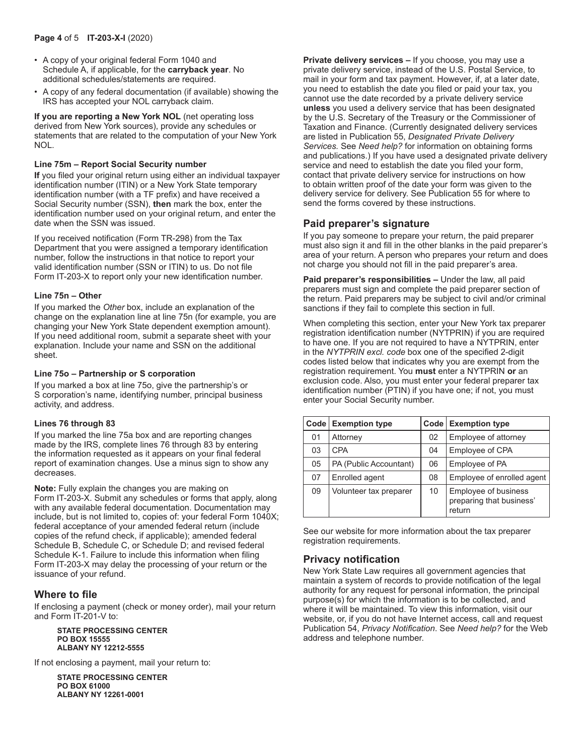- A copy of your original federal Form 1040 and Schedule A, if applicable, for the **carryback year**. No additional schedules/statements are required.
- A copy of any federal documentation (if available) showing the IRS has accepted your NOL carryback claim.

**If you are reporting a New York NOL** (net operating loss derived from New York sources), provide any schedules or statements that are related to the computation of your New York NOL.

#### Line 75m – Report Social Security number

**If** you filed your original return using either an individual taxpayer identification number (ITIN) or a New York State temporary identification number (with a TF prefix) and have received a Social Security number (SSN), **then** mark the box, enter the identification number used on your original return, and enter the date when the SSN was issued.

If you received notification (Form TR-298) from the Tax Department that you were assigned a temporary identification number, follow the instructions in that notice to report your valid identification number (SSN or ITIN) to us. Do not file Form IT-203-X to report only your new identification number.

#### Line 75n – Other

If you marked the *Other* box, include an explanation of the change on the explanation line at line 75n (for example, you are changing your New York State dependent exemption amount). If you need additional room, submit a separate sheet with your explanation. Include your name and SSN on the additional sheet.

#### Line 75o – Partnership or S corporation

If you marked a box at line 75o, give the partnership's or S corporation's name, identifying number, principal business activity, and address.

#### Lines 76 through 83

If you marked the line 75a box and are reporting changes made by the IRS, complete lines 76 through 83 by entering the information requested as it appears on your final federal report of examination changes. Use a minus sign to show any decreases.

**Note:** Fully explain the changes you are making on Form IT-203-X. Submit any schedules or forms that apply, along with any available federal documentation. Documentation may include, but is not limited to, copies of: your federal Form 1040X; federal acceptance of your amended federal return (include copies of the refund check, if applicable); amended federal Schedule B, Schedule C, or Schedule D; and revised federal Schedule K-1. Failure to include this information when filing Form IT-203-X may delay the processing of your return or the issuance of your refund.

## Where to file

If enclosing a payment (check or money order), mail your return and Form IT-201-V to:

**STATE PROCESSING CENTER**
**PO BOX 15555**
**ALBANY NY 12212-5555**

If not enclosing a payment, mail your return to:

**STATE PROCESSING CENTER**
**PO BOX 61000**
**ALBANY NY 12261-0001**

**Private delivery services –** If you choose, you may use a private delivery service, instead of the U.S. Postal Service, to mail in your form and tax payment. However, if, at a later date, you need to establish the date you filed or paid your tax, you cannot use the date recorded by a private delivery service **unless** you used a delivery service that has been designated by the U.S. Secretary of the Treasury or the Commissioner of Taxation and Finance. (Currently designated delivery services are listed in Publication 55, *Designated Private Delivery Services.* See *Need help?* for information on obtaining forms and publications.) If you have used a designated private delivery service and need to establish the date you filed your form, contact that private delivery service for instructions on how to obtain written proof of the date your form was given to the delivery service for delivery. See Publication 55 for where to send the forms covered by these instructions.

## Paid preparer's signature

If you pay someone to prepare your return, the paid preparer must also sign it and fill in the other blanks in the paid preparer's area of your return. A person who prepares your return and does not charge you should not fill in the paid preparer's area.

**Paid preparer's responsibilities –** Under the law, all paid preparers must sign and complete the paid preparer section of the return. Paid preparers may be subject to civil and/or criminal sanctions if they fail to complete this section in full.

When completing this section, enter your New York tax preparer registration identification number (NYTPRIN) if you are required to have one. If you are not required to have a NYTPRIN, enter in the *NYTPRIN excl. code* box one of the specified 2-digit codes listed below that indicates why you are exempt from the registration requirement. You **must** enter a NYTPRIN **or** an exclusion code. Also, you must enter your federal preparer tax identification number (PTIN) if you have one; if not, you must enter your Social Security number.

| Code | Exemption type | Code | Exemption type |
|---|---|---|---|
| 01 | Attorney | 02 | Employee of attorney |
| 03 | CPA | 04 | Employee of CPA |
| 05 | PA (Public Accountant) | 06 | Employee of PA |
| 07 | Enrolled agent | 08 | Employee of enrolled agent |
| 09 | Volunteer tax preparer | 10 | Employee of business preparing that business' return |

See our website for more information about the tax preparer registration requirements.

## Privacy notification

New York State Law requires all government agencies that maintain a system of records to provide notification of the legal authority for any request for personal information, the principal purpose(s) for which the information is to be collected, and where it will be maintained. To view this information, visit our website, or, if you do not have Internet access, call and request Publication 54, *Privacy Notification*. See *Need help?* for the Web address and telephone number.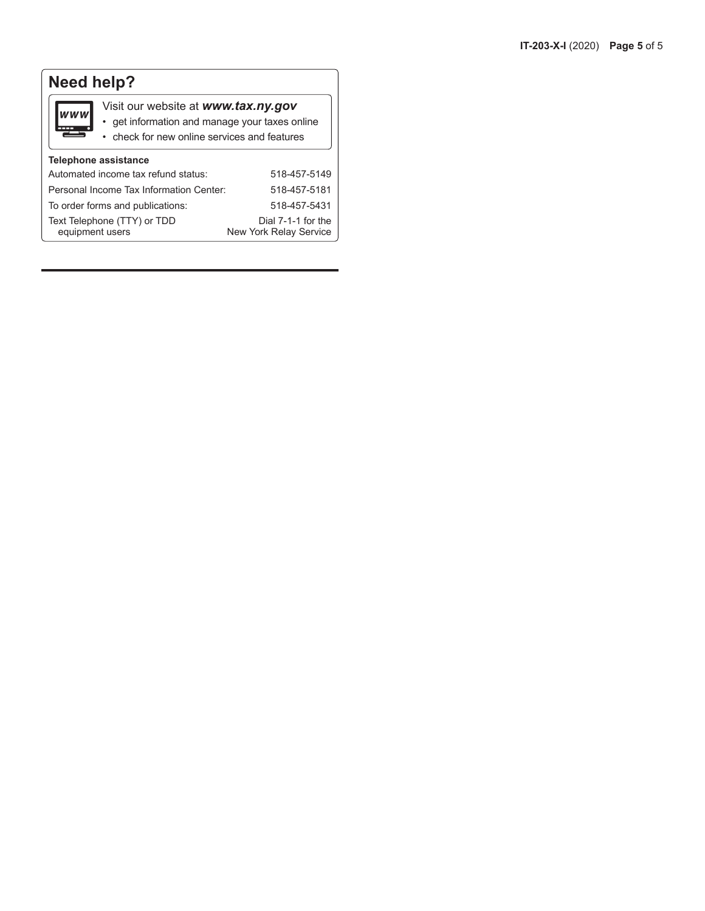## Need help?

Visit our website at ***www.tax.ny.gov***

- get information and manage your taxes online
- check for new online services and features

**Telephone assistance**

| | |
|---|---|
| Automated income tax refund status: | 518-457-5149 |
| Personal Income Tax Information Center: | 518-457-5181 |
| To order forms and publications: | 518-457-5431 |
| Text Telephone (TTY) or TDD equipment users | Dial 7-1-1 for the New York Relay Service |